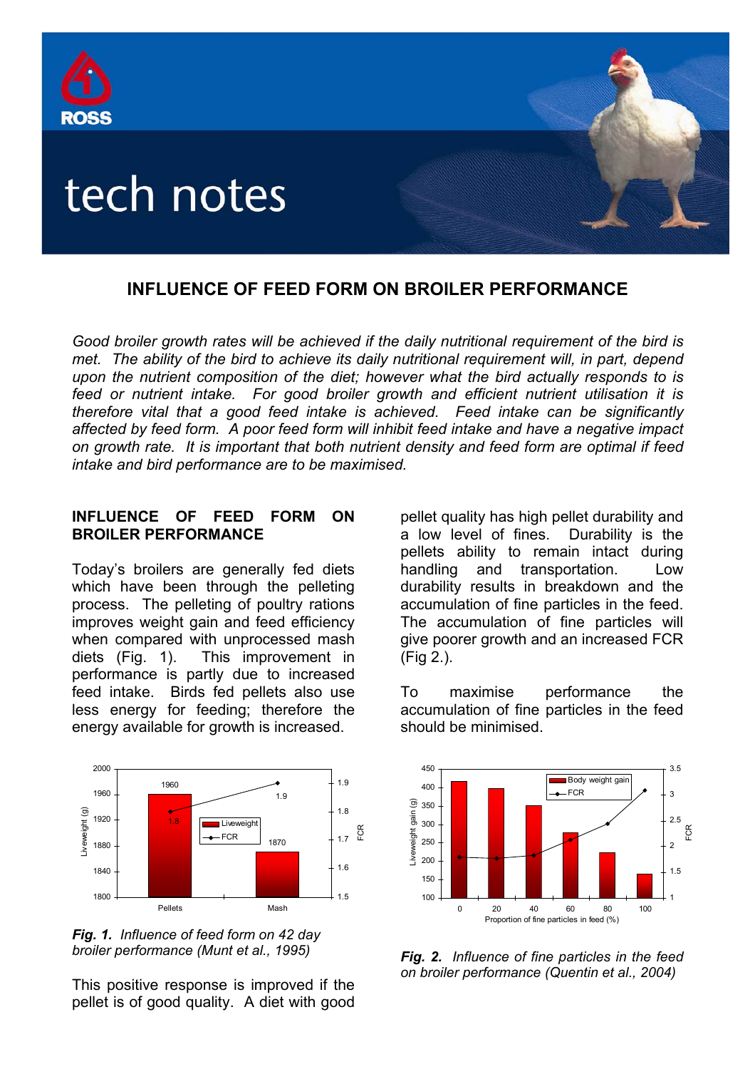# INFLUENCE OF FEED FORM ON BROILER PERFORMANCE

*Good broiler growth rates will be achieved if the daily nutritional requirement of the bird is met. The ability of the bird to achieve its daily nutritional requirement will, in part, depend upon the nutrient composition of the diet; however what the bird actually responds to is feed or nutrient intake. For good broiler growth and efficient nutrient utilisation it is therefore vital that a good feed intake is achieved. Feed intake can be significantly affected by feed form. A poor feed form will inhibit feed intake and have a negative impact on growth rate. It is important that both nutrient density and feed form are optimal if feed intake and bird performance are to be maximised.*

## INFLUENCE OF FEED FORM ON BROILER PERFORMANCE

Today's broilers are generally fed diets which have been through the pelleting process. The pelleting of poultry rations improves weight gain and feed efficiency when compared with unprocessed mash diets (Fig. 1). This improvement in performance is partly due to increased feed intake. Birds fed pellets also use less energy for feeding; therefore the energy available for growth is increased.

***Fig. 1.** Influence of feed form on 42 day broiler performance (Munt et al., 1995)*

This positive response is improved if the pellet is of good quality. A diet with good pellet quality has high pellet durability and a low level of fines. Durability is the pellets ability to remain intact during handling and transportation. Low durability results in breakdown and the accumulation of fine particles in the feed. The accumulation of fine particles will give poorer growth and an increased FCR (Fig 2.).

To maximise performance the accumulation of fine particles in the feed should be minimised.

***Fig. 2.** Influence of fine particles in the feed on broiler performance (Quentin et al., 2004)*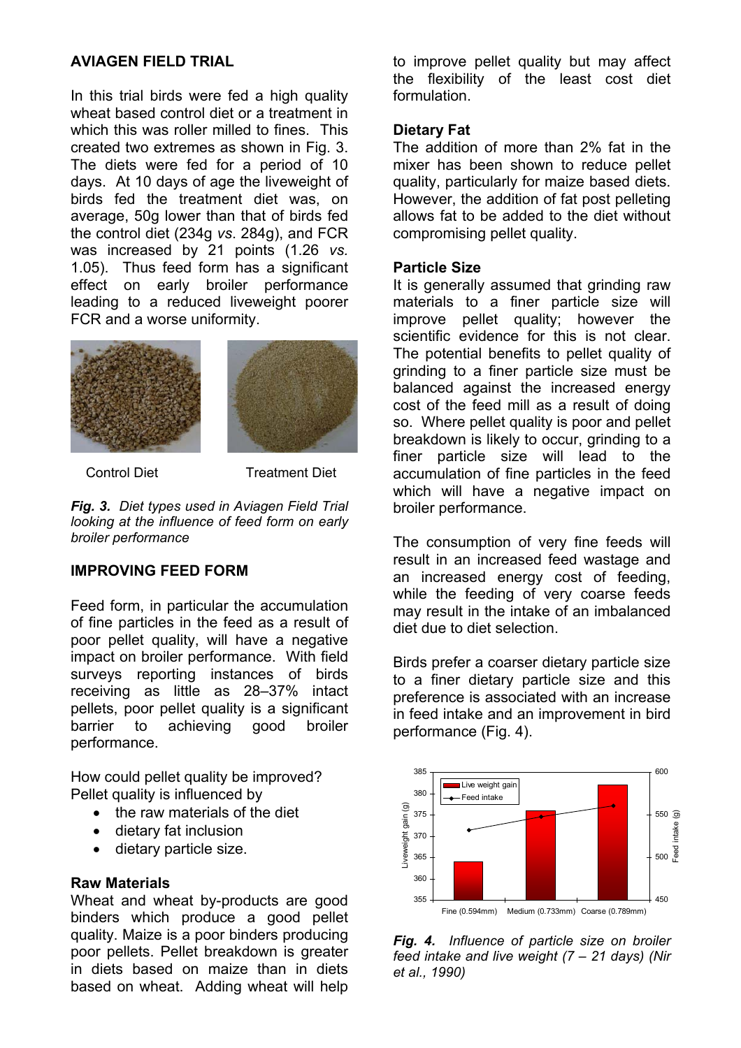## AVIAGEN FIELD TRIAL

In this trial birds were fed a high quality wheat based control diet or a treatment in which this was roller milled to fines. This created two extremes as shown in Fig. 3. The diets were fed for a period of 10 days. At 10 days of age the liveweight of birds fed the treatment diet was, on average, 50g lower than that of birds fed the control diet (234g *vs*. 284g), and FCR was increased by 21 points (1.26 *vs.* 1.05). Thus feed form has a significant effect on early broiler performance leading to a reduced liveweight poorer FCR and a worse uniformity.

Control Diet Treatment Diet

***Fig. 3.*** *Diet types used in Aviagen Field Trial looking at the influence of feed form on early broiler performance*

## IMPROVING FEED FORM

Feed form, in particular the accumulation of fine particles in the feed as a result of poor pellet quality, will have a negative impact on broiler performance. With field surveys reporting instances of birds receiving as little as 28–37% intact pellets, poor pellet quality is a significant barrier to achieving good broiler performance.

How could pellet quality be improved? Pellet quality is influenced by

- the raw materials of the diet
- dietary fat inclusion
- dietary particle size.

### Raw Materials

Wheat and wheat by-products are good binders which produce a good pellet quality. Maize is a poor binders producing poor pellets. Pellet breakdown is greater in diets based on maize than in diets based on wheat. Adding wheat will help to improve pellet quality but may affect the flexibility of the least cost diet formulation.

### Dietary Fat

The addition of more than 2% fat in the mixer has been shown to reduce pellet quality, particularly for maize based diets. However, the addition of fat post pelleting allows fat to be added to the diet without compromising pellet quality.

### Particle Size

It is generally assumed that grinding raw materials to a finer particle size will improve pellet quality; however the scientific evidence for this is not clear. The potential benefits to pellet quality of grinding to a finer particle size must be balanced against the increased energy cost of the feed mill as a result of doing so. Where pellet quality is poor and pellet breakdown is likely to occur, grinding to a finer particle size will lead to the accumulation of fine particles in the feed which will have a negative impact on broiler performance.

The consumption of very fine feeds will result in an increased feed wastage and an increased energy cost of feeding, while the feeding of very coarse feeds may result in the intake of an imbalanced diet due to diet selection.

Birds prefer a coarser dietary particle size to a finer dietary particle size and this preference is associated with an increase in feed intake and an improvement in bird performance (Fig. 4).

***Fig. 4.*** *Influence of particle size on broiler feed intake and live weight (7 – 21 days) (Nir et al., 1990)*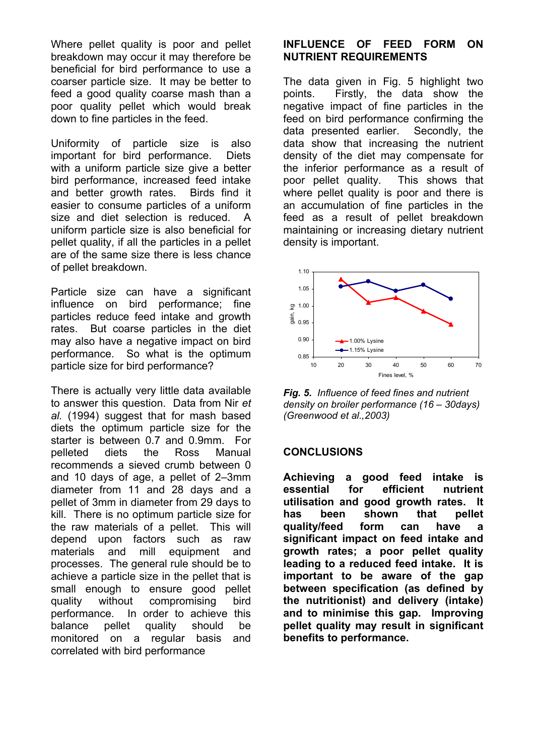Where pellet quality is poor and pellet breakdown may occur it may therefore be beneficial for bird performance to use a coarser particle size. It may be better to feed a good quality coarse mash than a poor quality pellet which would break down to fine particles in the feed.

Uniformity of particle size is also important for bird performance. Diets with a uniform particle size give a better bird performance, increased feed intake and better growth rates. Birds find it easier to consume particles of a uniform size and diet selection is reduced. A uniform particle size is also beneficial for pellet quality, if all the particles in a pellet are of the same size there is less chance of pellet breakdown.

Particle size can have a significant influence on bird performance; fine particles reduce feed intake and growth rates. But coarse particles in the diet may also have a negative impact on bird performance. So what is the optimum particle size for bird performance?

There is actually very little data available to answer this question. Data from Nir *et al.* (1994) suggest that for mash based diets the optimum particle size for the starter is between 0.7 and 0.9mm. For pelleted diets the Ross Manual recommends a sieved crumb between 0 and 10 days of age, a pellet of 2–3mm diameter from 11 and 28 days and a pellet of 3mm in diameter from 29 days to kill. There is no optimum particle size for the raw materials of a pellet. This will depend upon factors such as raw materials and mill equipment and processes. The general rule should be to achieve a particle size in the pellet that is small enough to ensure good pellet quality without compromising bird performance. In order to achieve this balance pellet quality should be monitored on a regular basis and correlated with bird performance

## INFLUENCE OF FEED FORM ON NUTRIENT REQUIREMENTS

The data given in Fig. 5 highlight two points. Firstly, the data show the negative impact of fine particles in the feed on bird performance confirming the data presented earlier. Secondly, the data show that increasing the nutrient density of the diet may compensate for the inferior performance as a result of poor pellet quality. This shows that where pellet quality is poor and there is an accumulation of fine particles in the feed as a result of pellet breakdown maintaining or increasing dietary nutrient density is important.

*Fig. 5. Influence of feed fines and nutrient density on broiler performance (16 – 30days) (Greenwood et al.,2003)*

## CONCLUSIONS

**Achieving a good feed intake is essential for efficient nutrient utilisation and good growth rates. It has been shown that pellet quality/feed form can have a significant impact on feed intake and growth rates; a poor pellet quality leading to a reduced feed intake. It is important to be aware of the gap between specification (as defined by the nutritionist) and delivery (intake) and to minimise this gap. Improving pellet quality may result in significant benefits to performance.**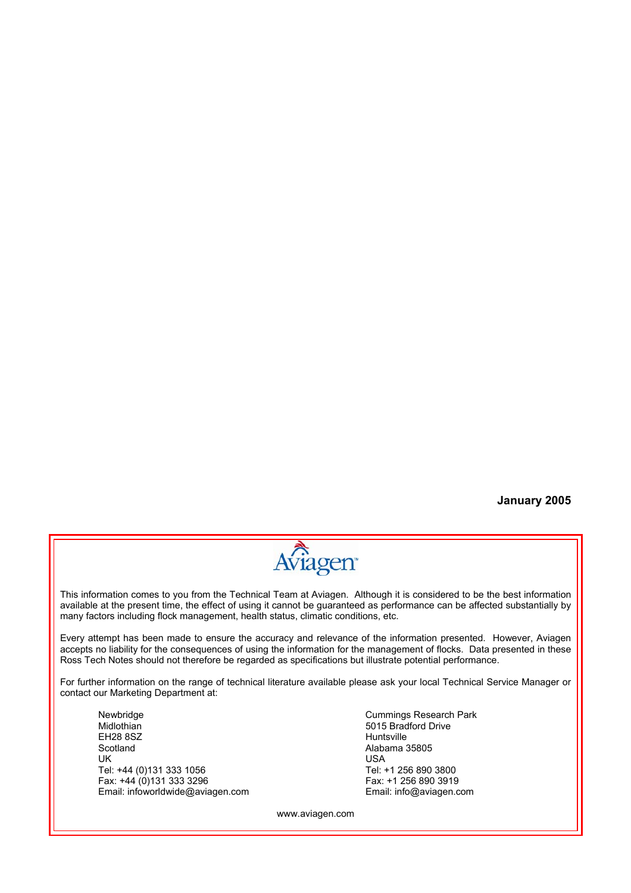**January 2005**

Aviagen™

This information comes to you from the Technical Team at Aviagen. Although it is considered to be the best information available at the present time, the effect of using it cannot be guaranteed as performance can be affected substantially by many factors including flock management, health status, climatic conditions, etc.

Every attempt has been made to ensure the accuracy and relevance of the information presented. However, Aviagen accepts no liability for the consequences of using the information for the management of flocks. Data presented in these Ross Tech Notes should not therefore be regarded as specifications but illustrate potential performance.

For further information on the range of technical literature available please ask your local Technical Service Manager or contact our Marketing Department at:

Newbridge
Midlothian
EH28 8SZ
Scotland
UK
Tel: +44 (0)131 333 1056
Fax: +44 (0)131 333 3296
Email: infoworldwide@aviagen.com

Cummings Research Park
5015 Bradford Drive
Huntsville
Alabama 35805
USA
Tel: +1 256 890 3800
Fax: +1 256 890 3919
Email: info@aviagen.com

www.aviagen.com